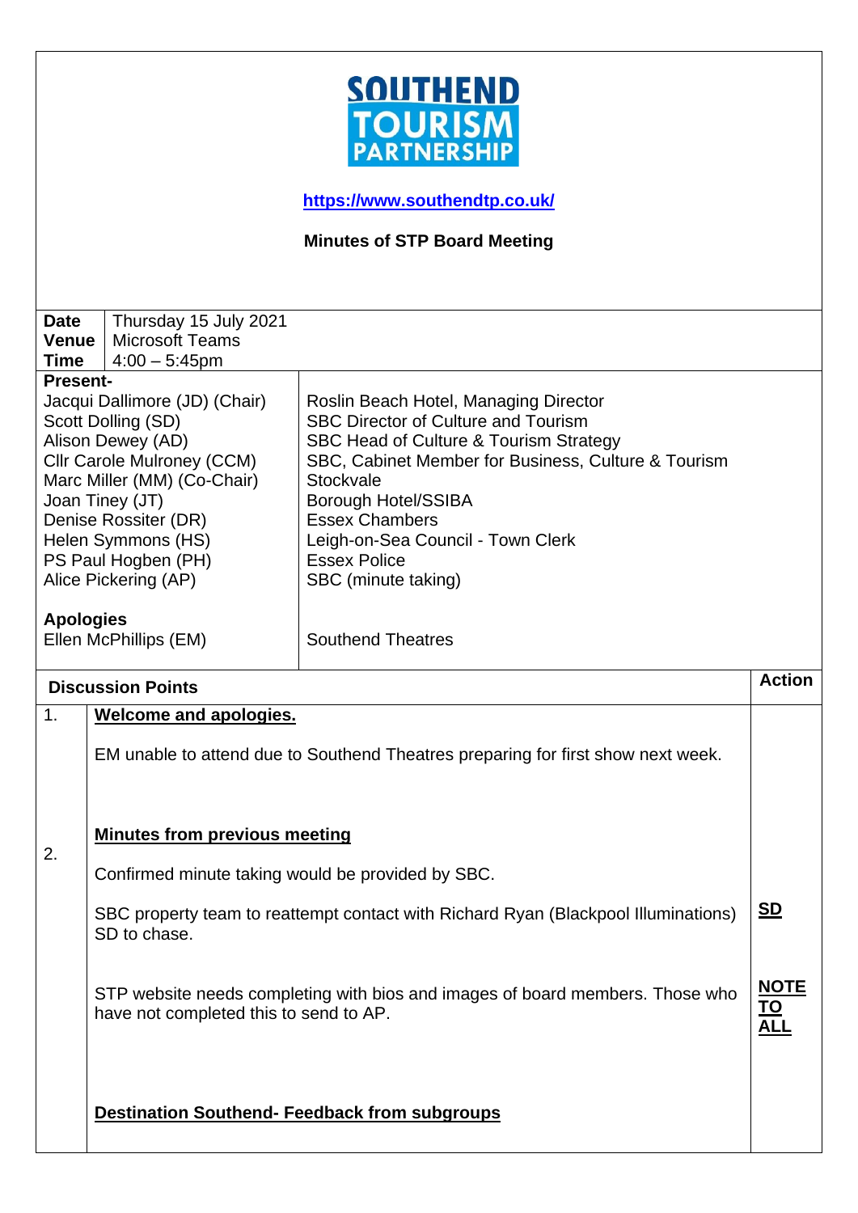SOUTHEND TOURISM PARTNERSHIP

https://www.southendtp.co.uk/

## Minutes of STP Board Meeting

| | |
|---|---|
| **Date** | Thursday 15 July 2021 |
| **Venue** | Microsoft Teams |
| **Time** | 4:00 – 5:45pm |

**Present-**

| | |
|---|---|
| Jacqui Dallimore (JD) (Chair) | Roslin Beach Hotel, Managing Director |
| Scott Dolling (SD) | SBC Director of Culture and Tourism |
| Alison Dewey (AD) | SBC Head of Culture & Tourism Strategy |
| Cllr Carole Mulroney (CCM) | SBC, Cabinet Member for Business, Culture & Tourism |
| Marc Miller (MM) (Co-Chair) | Stockvale |
| Joan Tiney (JT) | Borough Hotel/SSIBA |
| Denise Rossiter (DR) | Essex Chambers |
| Helen Symmons (HS) | Leigh-on-Sea Council - Town Clerk |
| PS Paul Hogben (PH) | Essex Police |
| Alice Pickering (AP) | SBC (minute taking) |

**Apologies**

| | |
|---|---|
| Ellen McPhillips (EM) | Southend Theatres |

| | Discussion Points | Action |
|---|---|---|
| 1. | **Welcome and apologies.**<br><br>EM unable to attend due to Southend Theatres preparing for first show next week. | |
| 2. | **Minutes from previous meeting**<br><br>Confirmed minute taking would be provided by SBC. | |
| | SBC property team to reattempt contact with Richard Ryan (Blackpool Illuminations) SD to chase. | **SD** |
| | STP website needs completing with bios and images of board members. Those who have not completed this to send to AP. | **NOTE TO ALL** |
| | **Destination Southend- Feedback from subgroups** | |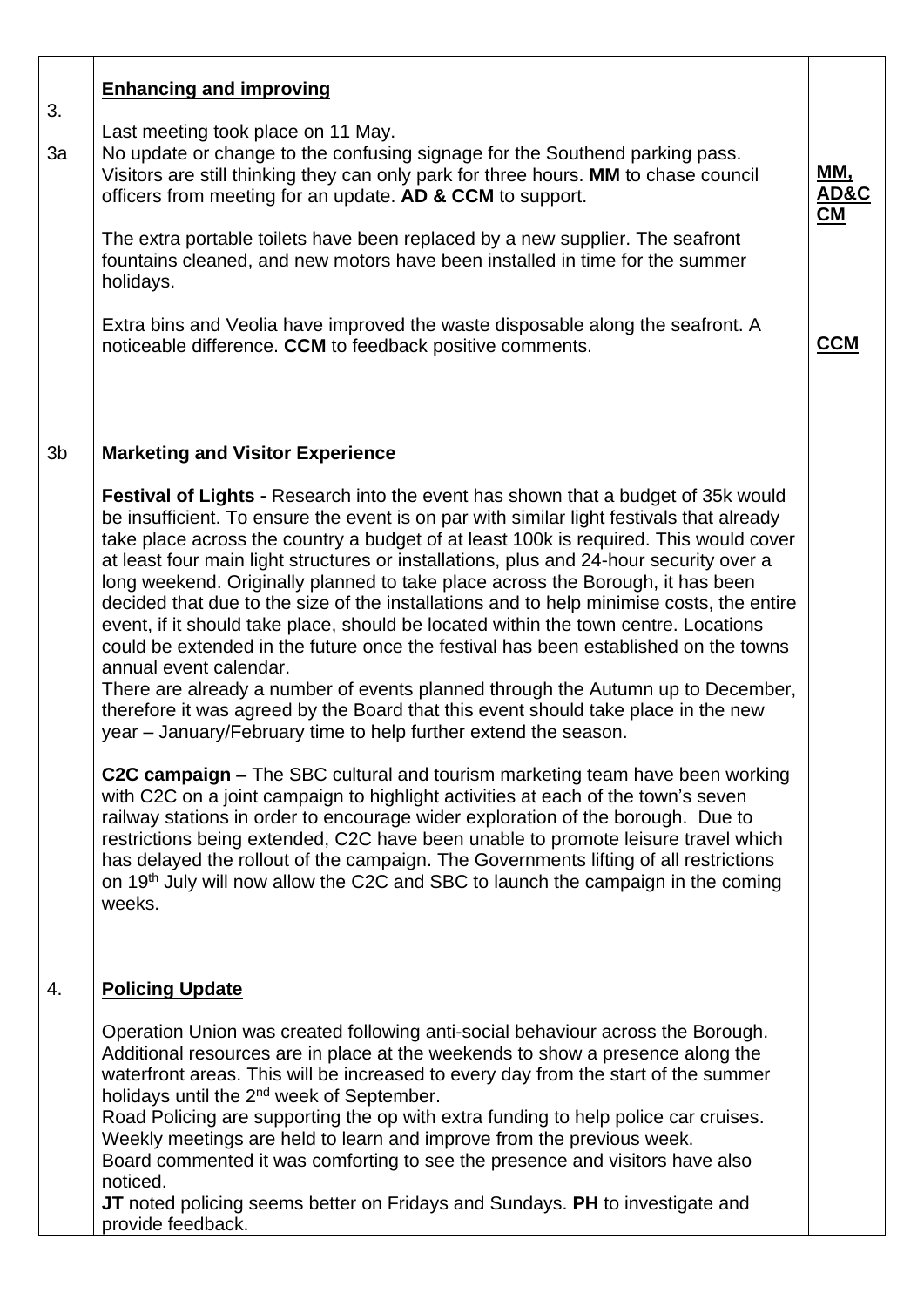| | | |
|---|---|---|
| 3.<br><br>3a | **Enhancing and improving**<br><br>Last meeting took place on 11 May.<br>No update or change to the confusing signage for the Southend parking pass. Visitors are still thinking they can only park for three hours. **MM** to chase council officers from meeting for an update. **AD & CCM** to support.<br><br>The extra portable toilets have been replaced by a new supplier. The seafront fountains cleaned, and new motors have been installed in time for the summer holidays.<br><br>Extra bins and Veolia have improved the waste disposable along the seafront. A noticeable difference. **CCM** to feedback positive comments. | **MM, AD&CCM**<br><br><br><br><br><br>**CCM** |
| 3b | **Marketing and Visitor Experience**<br><br>**Festival of Lights -** Research into the event has shown that a budget of 35k would be insufficient. To ensure the event is on par with similar light festivals that already take place across the country a budget of at least 100k is required. This would cover at least four main light structures or installations, plus and 24-hour security over a long weekend. Originally planned to take place across the Borough, it has been decided that due to the size of the installations and to help minimise costs, the entire event, if it should take place, should be located within the town centre. Locations could be extended in the future once the festival has been established on the towns annual event calendar.<br>There are already a number of events planned through the Autumn up to December, therefore it was agreed by the Board that this event should take place in the new year – January/February time to help further extend the season.<br><br>**C2C campaign –** The SBC cultural and tourism marketing team have been working with C2C on a joint campaign to highlight activities at each of the town's seven railway stations in order to encourage wider exploration of the borough. Due to restrictions being extended, C2C have been unable to promote leisure travel which has delayed the rollout of the campaign. The Governments lifting of all restrictions on 19th July will now allow the C2C and SBC to launch the campaign in the coming weeks. | |
| 4. | **Policing Update**<br><br>Operation Union was created following anti-social behaviour across the Borough. Additional resources are in place at the weekends to show a presence along the waterfront areas. This will be increased to every day from the start of the summer holidays until the 2nd week of September.<br>Road Policing are supporting the op with extra funding to help police car cruises.<br>Weekly meetings are held to learn and improve from the previous week.<br>Board commented it was comforting to see the presence and visitors have also noticed.<br>**JT** noted policing seems better on Fridays and Sundays. **PH** to investigate and provide feedback. | |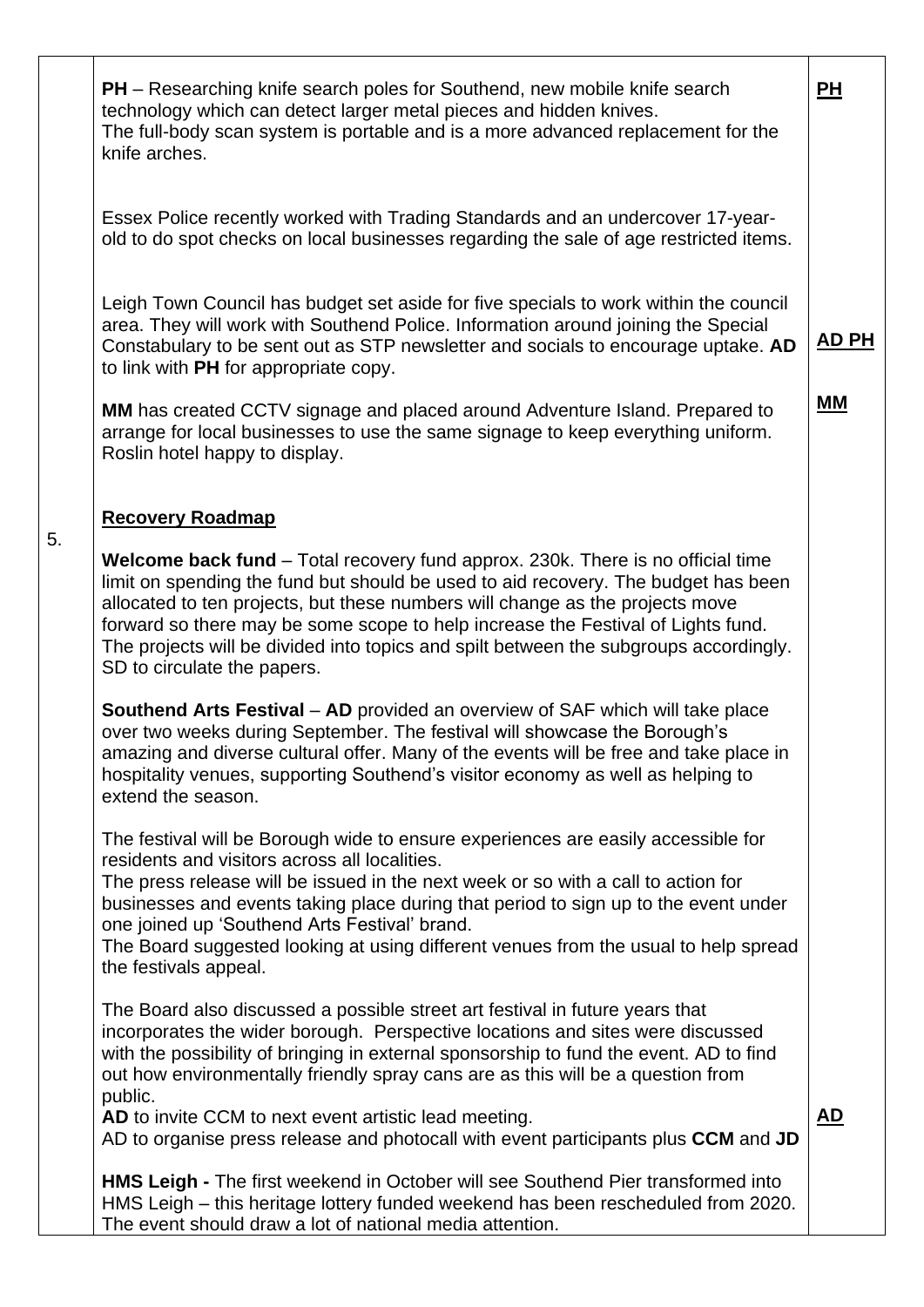| | | |
|---|---|---|
| | **PH** – Researching knife search poles for Southend, new mobile knife search technology which can detect larger metal pieces and hidden knives.<br>The full-body scan system is portable and is a more advanced replacement for the knife arches.<br><br>Essex Police recently worked with Trading Standards and an undercover 17-year-old to do spot checks on local businesses regarding the sale of age restricted items.<br><br>Leigh Town Council has budget set aside for five specials to work within the council area. They will work with Southend Police. Information around joining the Special Constabulary to be sent out as STP newsletter and socials to encourage uptake. **AD** to link with **PH** for appropriate copy.<br><br>**MM** has created CCTV signage and placed around Adventure Island. Prepared to arrange for local businesses to use the same signage to keep everything uniform. Roslin hotel happy to display. | **PH**<br><br><br><br><br><br>**AD PH**<br><br>**MM** |
| 5. | **Recovery Roadmap**<br><br>**Welcome back fund** – Total recovery fund approx. 230k. There is no official time limit on spending the fund but should be used to aid recovery. The budget has been allocated to ten projects, but these numbers will change as the projects move forward so there may be some scope to help increase the Festival of Lights fund. The projects will be divided into topics and spilt between the subgroups accordingly. SD to circulate the papers.<br><br>**Southend Arts Festival** – **AD** provided an overview of SAF which will take place over two weeks during September. The festival will showcase the Borough's amazing and diverse cultural offer. Many of the events will be free and take place in hospitality venues, supporting Southend's visitor economy as well as helping to extend the season.<br><br>The festival will be Borough wide to ensure experiences are easily accessible for residents and visitors across all localities.<br>The press release will be issued in the next week or so with a call to action for businesses and events taking place during that period to sign up to the event under one joined up 'Southend Arts Festival' brand.<br>The Board suggested looking at using different venues from the usual to help spread the festivals appeal.<br><br>The Board also discussed a possible street art festival in future years that incorporates the wider borough. Perspective locations and sites were discussed with the possibility of bringing in external sponsorship to fund the event. AD to find out how environmentally friendly spray cans are as this will be a question from public.<br>**AD** to invite CCM to next event artistic lead meeting.<br>AD to organise press release and photocall with event participants plus **CCM** and **JD**<br><br>**HMS Leigh -** The first weekend in October will see Southend Pier transformed into HMS Leigh – this heritage lottery funded weekend has been rescheduled from 2020. The event should draw a lot of national media attention. | <br><br><br><br><br><br><br><br><br><br><br><br><br><br><br><br><br><br><br><br><br><br><br><br>**AD** |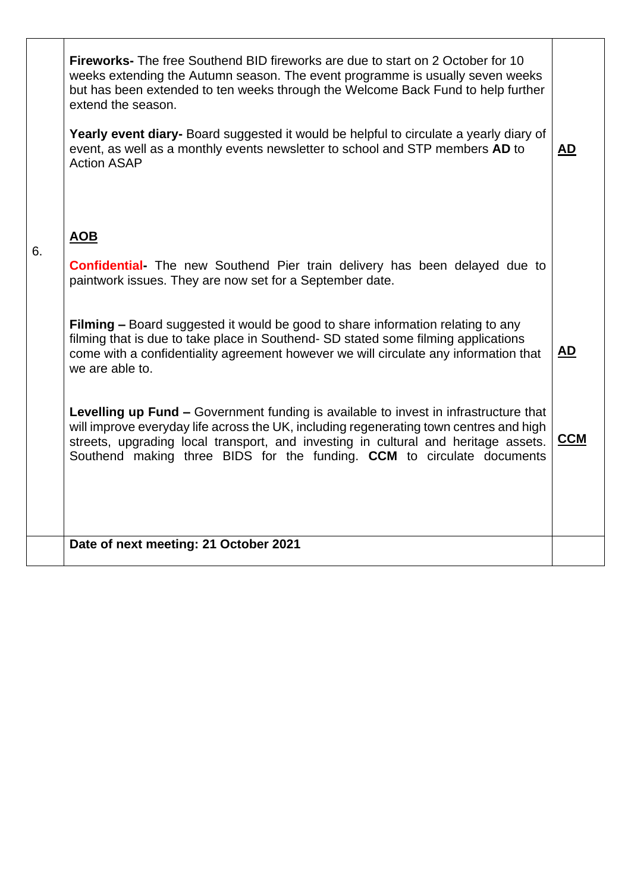| | | |
|---|---|---|
| 6. | **Fireworks-** The free Southend BID fireworks are due to start on 2 October for 10 weeks extending the Autumn season. The event programme is usually seven weeks but has been extended to ten weeks through the Welcome Back Fund to help further extend the season.<br><br>**Yearly event diary-** Board suggested it would be helpful to circulate a yearly diary of event, as well as a monthly events newsletter to school and STP members **AD** to Action ASAP<br><br>**AOB**<br><br>**Confidential-** The new Southend Pier train delivery has been delayed due to paintwork issues. They are now set for a September date.<br><br>**Filming –** Board suggested it would be good to share information relating to any filming that is due to take place in Southend- SD stated some filming applications come with a confidentiality agreement however we will circulate any information that we are able to.<br><br>**Levelling up Fund –** Government funding is available to invest in infrastructure that will improve everyday life across the UK, including regenerating town centres and high streets, upgrading local transport, and investing in cultural and heritage assets. Southend making three BIDS for the funding. **CCM** to circulate documents | **AD**<br><br>**AD**<br><br>**CCM** |
| | **Date of next meeting: 21 October 2021** | |